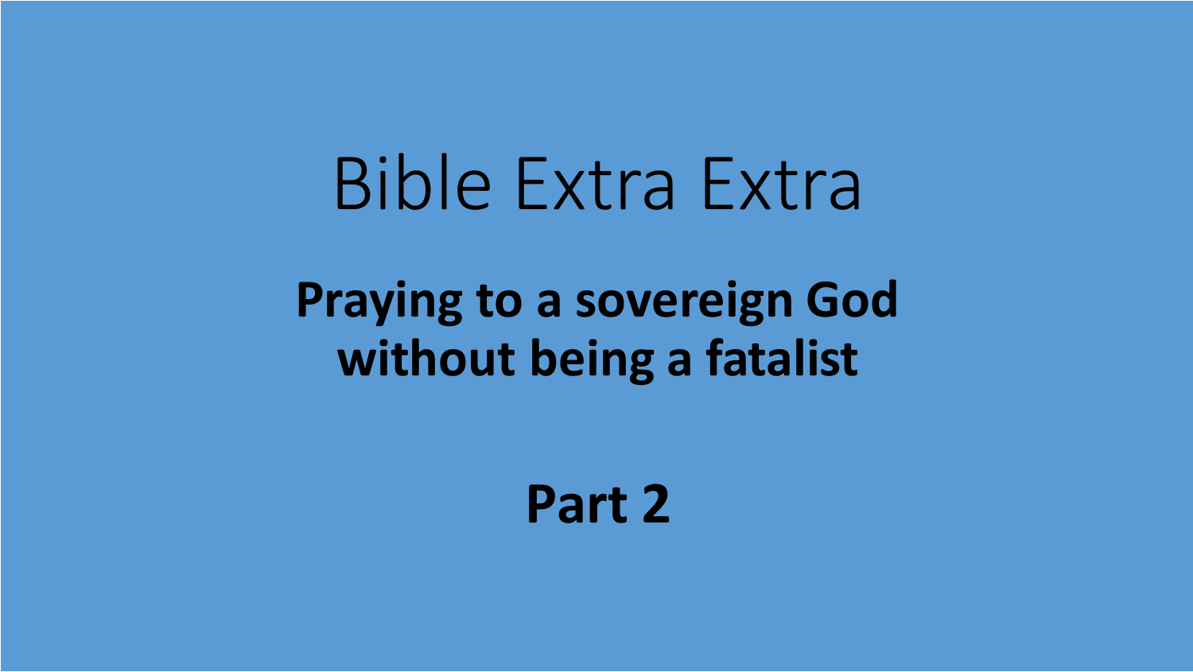# Bible Extra Extra

## Praying to a sovereign God without being a fatalist

## Part 2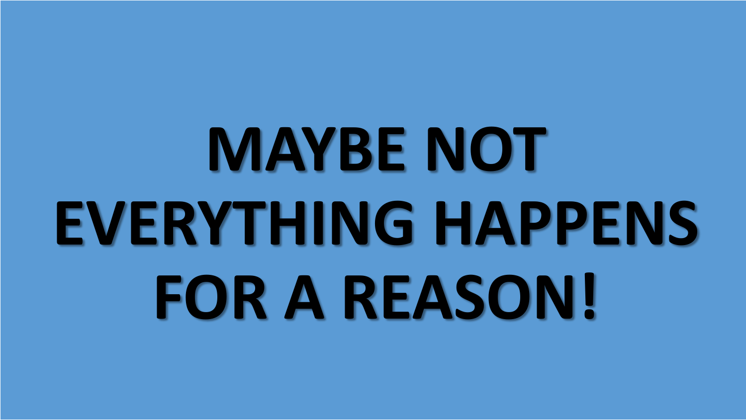# MAYBE NOT EVERYTHING HAPPENS FOR A REASON!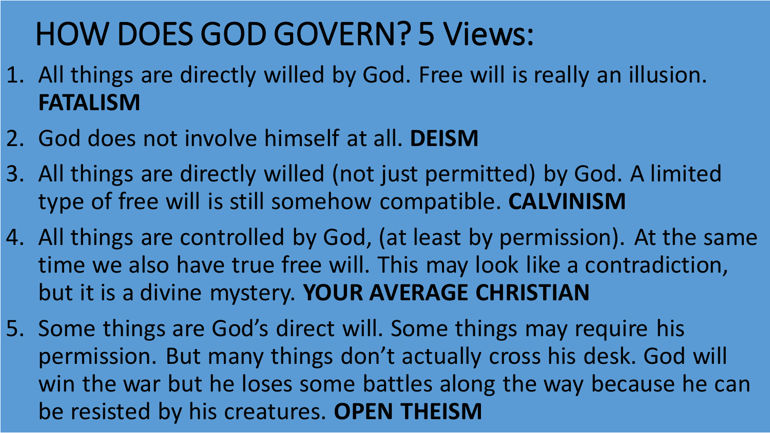# HOW DOES GOD GOVERN? 5 Views:

1. All things are directly willed by God. Free will is really an illusion. **FATALISM**
2. God does not involve himself at all. **DEISM**
3. All things are directly willed (not just permitted) by God. A limited type of free will is still somehow compatible. **CALVINISM**
4. All things are controlled by God, (at least by permission). At the same time we also have true free will. This may look like a contradiction, but it is a divine mystery. **YOUR AVERAGE CHRISTIAN**
5. Some things are God's direct will. Some things may require his permission. But many things don't actually cross his desk. God will win the war but he loses some battles along the way because he can be resisted by his creatures. **OPEN THEISM**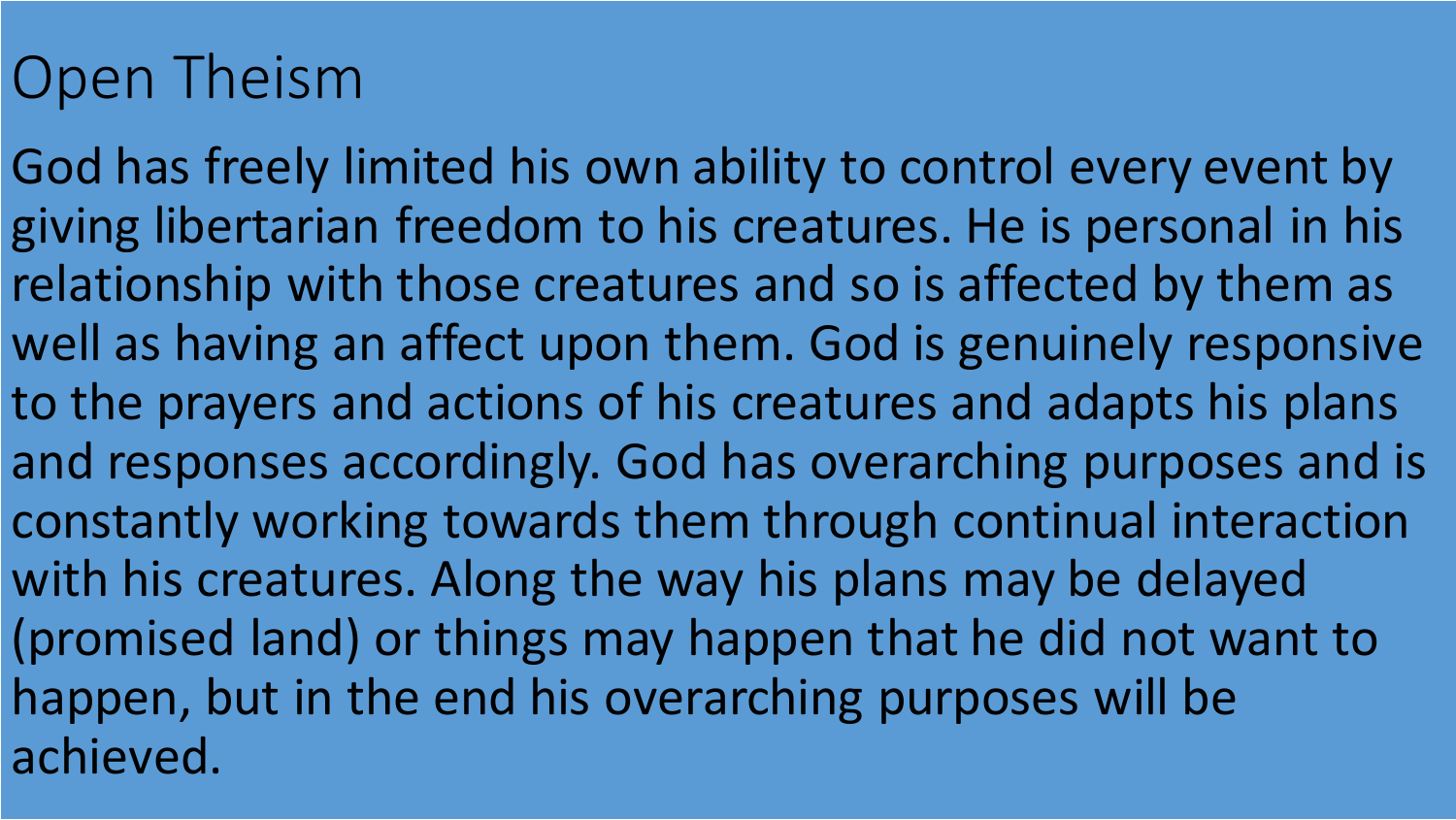# Open Theism

God has freely limited his own ability to control every event by giving libertarian freedom to his creatures. He is personal in his relationship with those creatures and so is affected by them as well as having an affect upon them. God is genuinely responsive to the prayers and actions of his creatures and adapts his plans and responses accordingly. God has overarching purposes and is constantly working towards them through continual interaction with his creatures. Along the way his plans may be delayed (promised land) or things may happen that he did not want to happen, but in the end his overarching purposes will be achieved.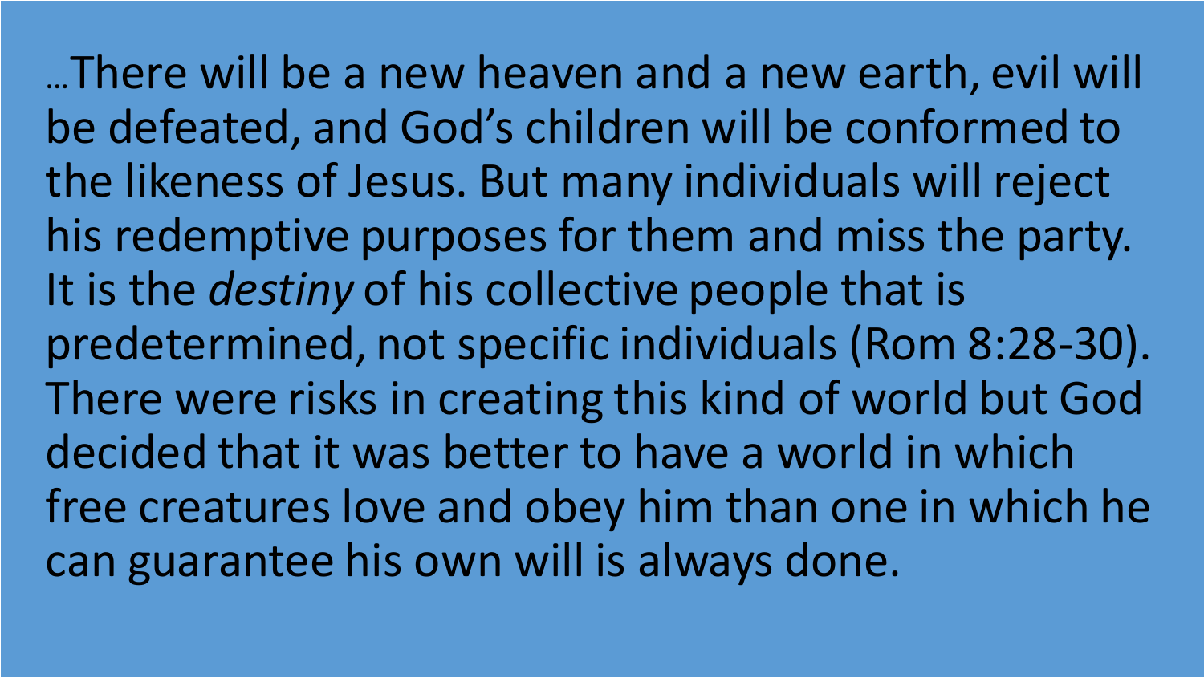…There will be a new heaven and a new earth, evil will be defeated, and God's children will be conformed to the likeness of Jesus. But many individuals will reject his redemptive purposes for them and miss the party. It is the *destiny* of his collective people that is predetermined, not specific individuals (Rom 8:28-30). There were risks in creating this kind of world but God decided that it was better to have a world in which free creatures love and obey him than one in which he can guarantee his own will is always done.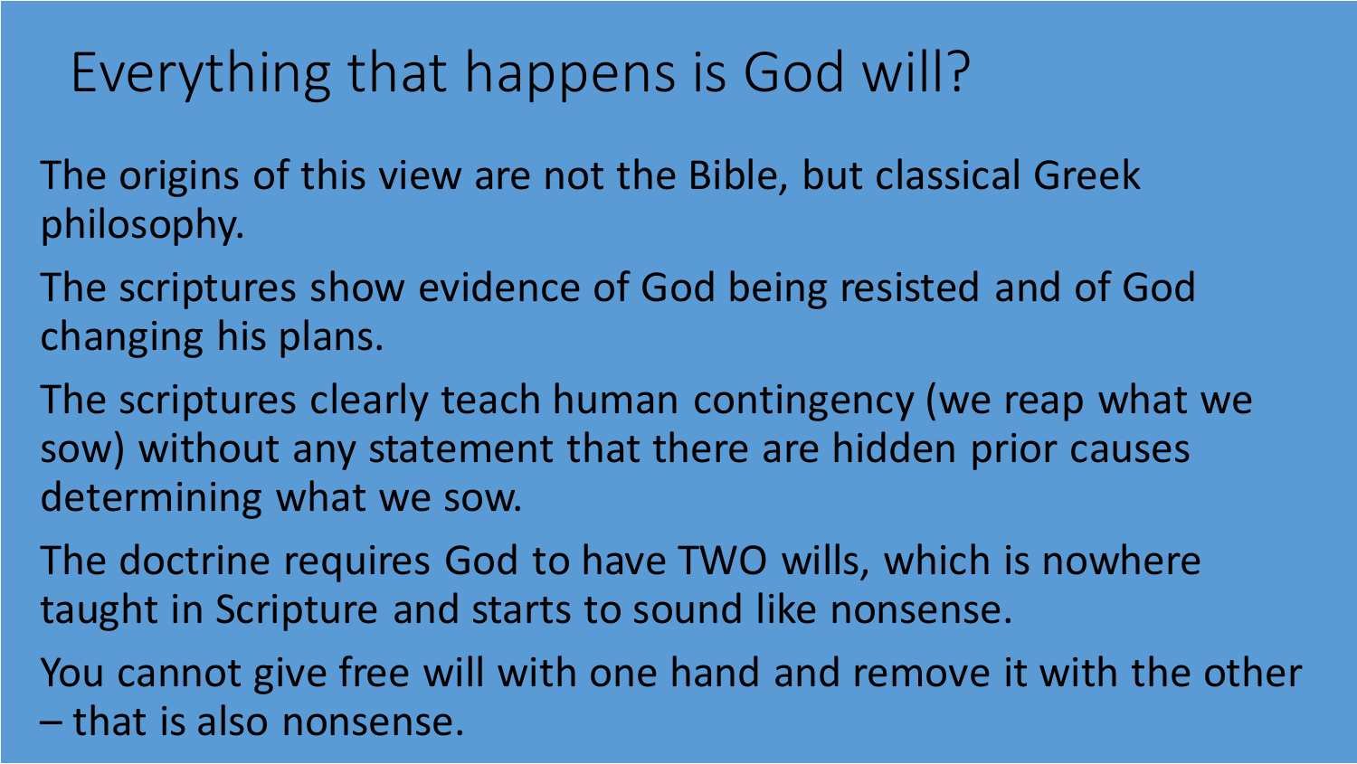# Everything that happens is God will?

The origins of this view are not the Bible, but classical Greek philosophy.

The scriptures show evidence of God being resisted and of God changing his plans.

The scriptures clearly teach human contingency (we reap what we sow) without any statement that there are hidden prior causes determining what we sow.

The doctrine requires God to have TWO wills, which is nowhere taught in Scripture and starts to sound like nonsense.

You cannot give free will with one hand and remove it with the other – that is also nonsense.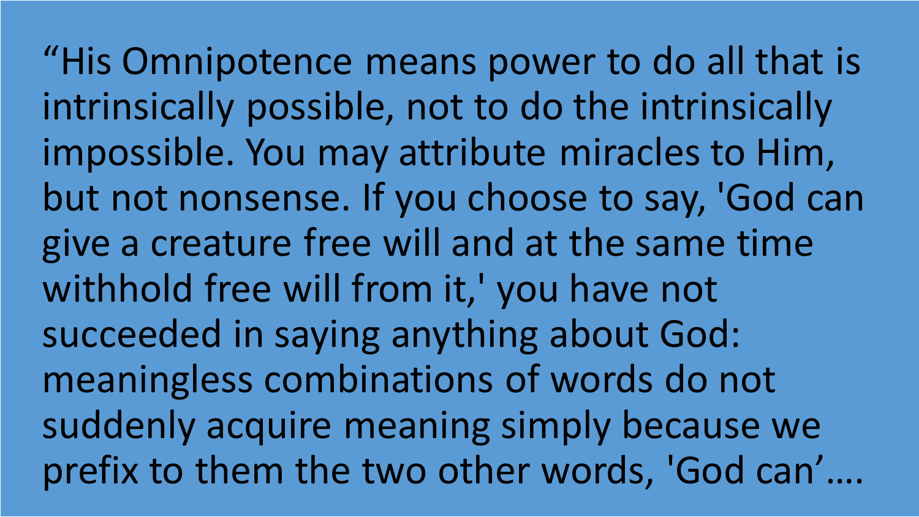“His Omnipotence means power to do all that is intrinsically possible, not to do the intrinsically impossible. You may attribute miracles to Him, but not nonsense. If you choose to say, 'God can give a creature free will and at the same time withhold free will from it,' you have not succeeded in saying anything about God: meaningless combinations of words do not suddenly acquire meaning simply because we prefix to them the two other words, 'God can’….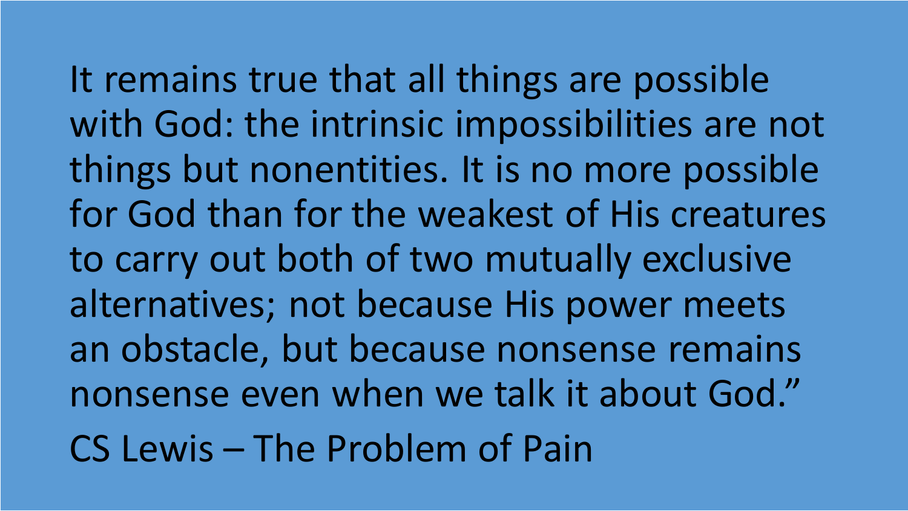It remains true that all things are possible with God: the intrinsic impossibilities are not things but nonentities. It is no more possible for God than for the weakest of His creatures to carry out both of two mutually exclusive alternatives; not because His power meets an obstacle, but because nonsense remains nonsense even when we talk it about God."

CS Lewis – The Problem of Pain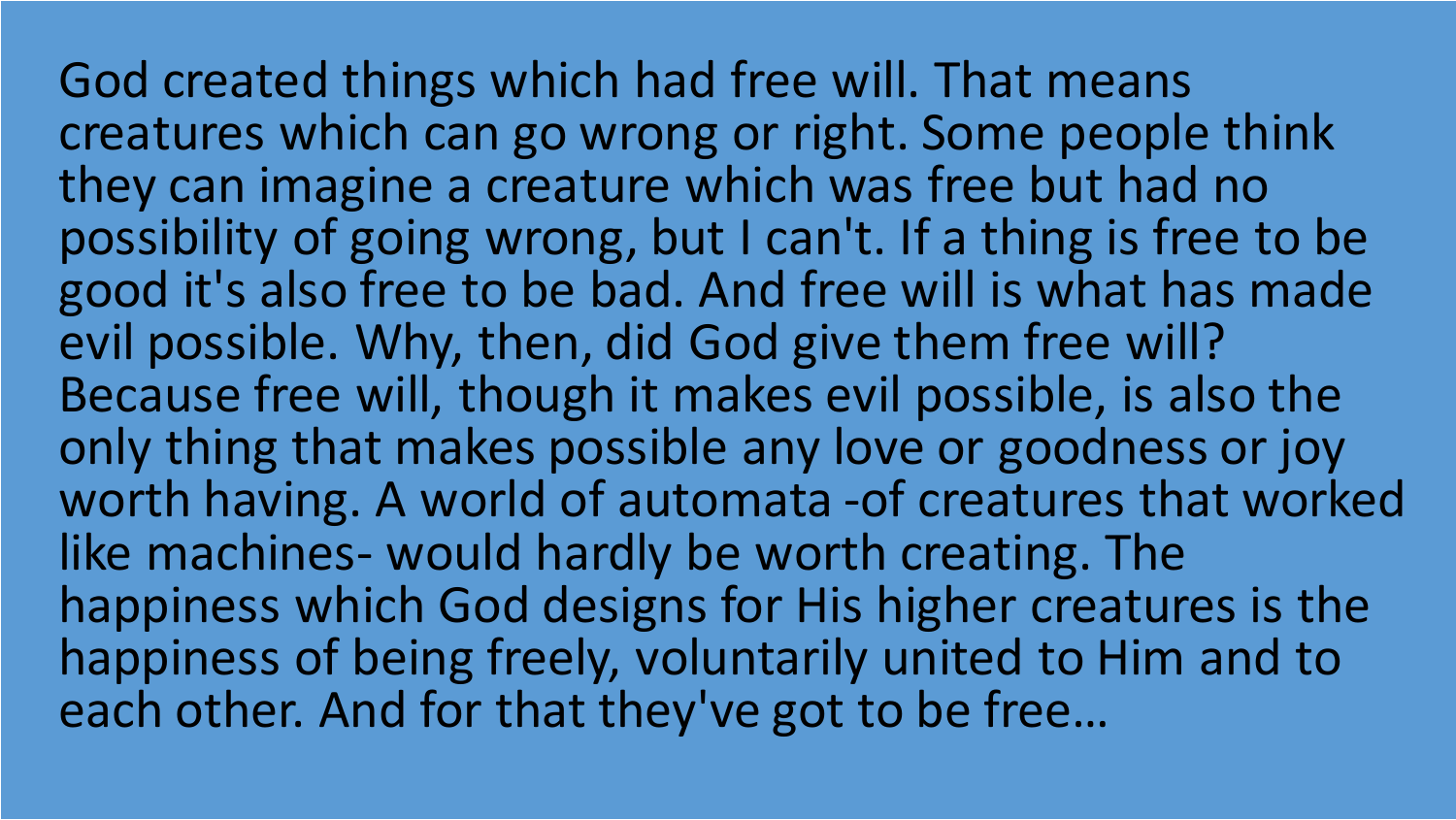God created things which had free will. That means creatures which can go wrong or right. Some people think they can imagine a creature which was free but had no possibility of going wrong, but I can't. If a thing is free to be good it's also free to be bad. And free will is what has made evil possible. Why, then, did God give them free will? Because free will, though it makes evil possible, is also the only thing that makes possible any love or goodness or joy worth having. A world of automata -of creatures that worked like machines- would hardly be worth creating. The happiness which God designs for His higher creatures is the happiness of being freely, voluntarily united to Him and to each other. And for that they've got to be free…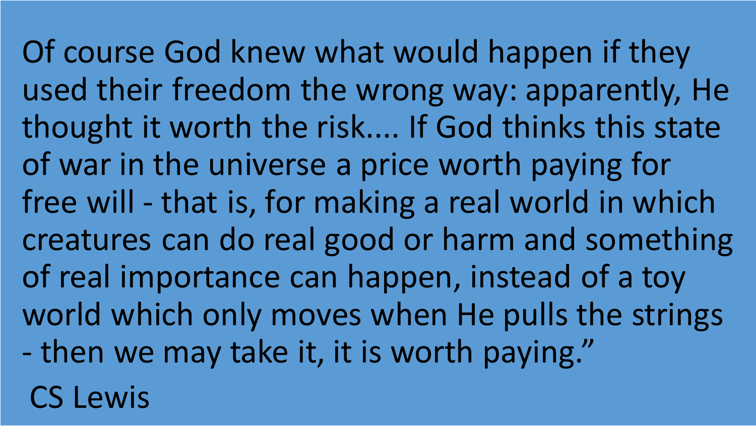Of course God knew what would happen if they used their freedom the wrong way: apparently, He thought it worth the risk.... If God thinks this state of war in the universe a price worth paying for free will - that is, for making a real world in which creatures can do real good or harm and something of real importance can happen, instead of a toy world which only moves when He pulls the strings - then we may take it, it is worth paying."

CS Lewis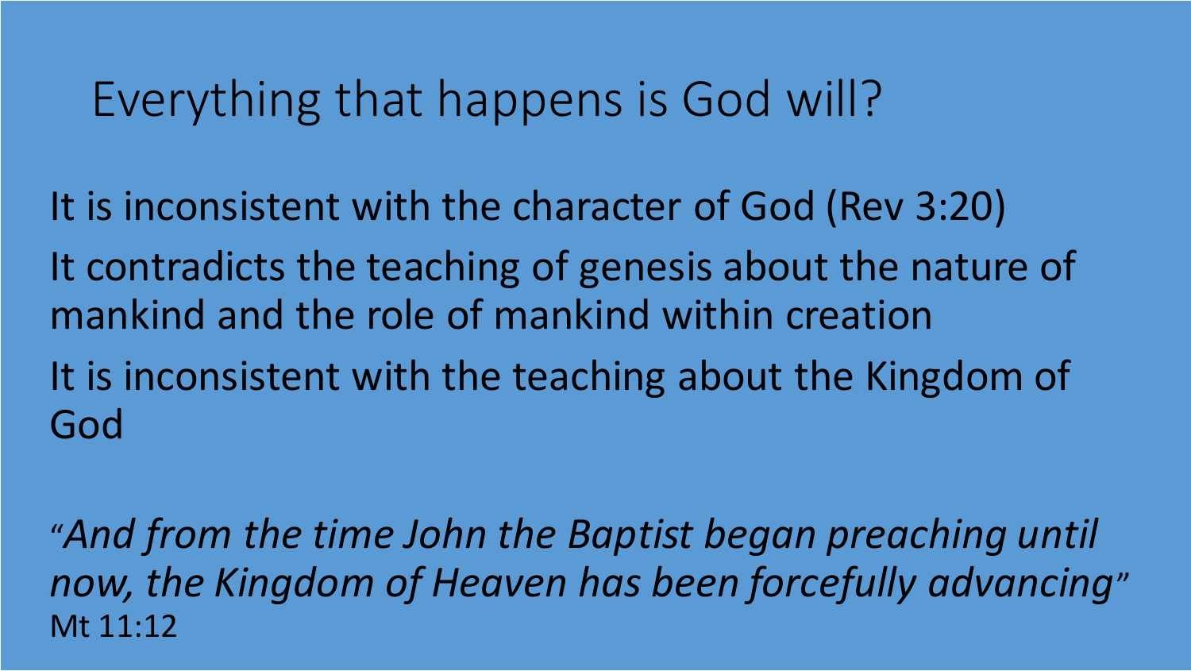# Everything that happens is God will?

It is inconsistent with the character of God (Rev 3:20)

It contradicts the teaching of genesis about the nature of mankind and the role of mankind within creation

It is inconsistent with the teaching about the Kingdom of God

"*And from the time John the Baptist began preaching until now, the Kingdom of Heaven has been forcefully advancing*" Mt 11:12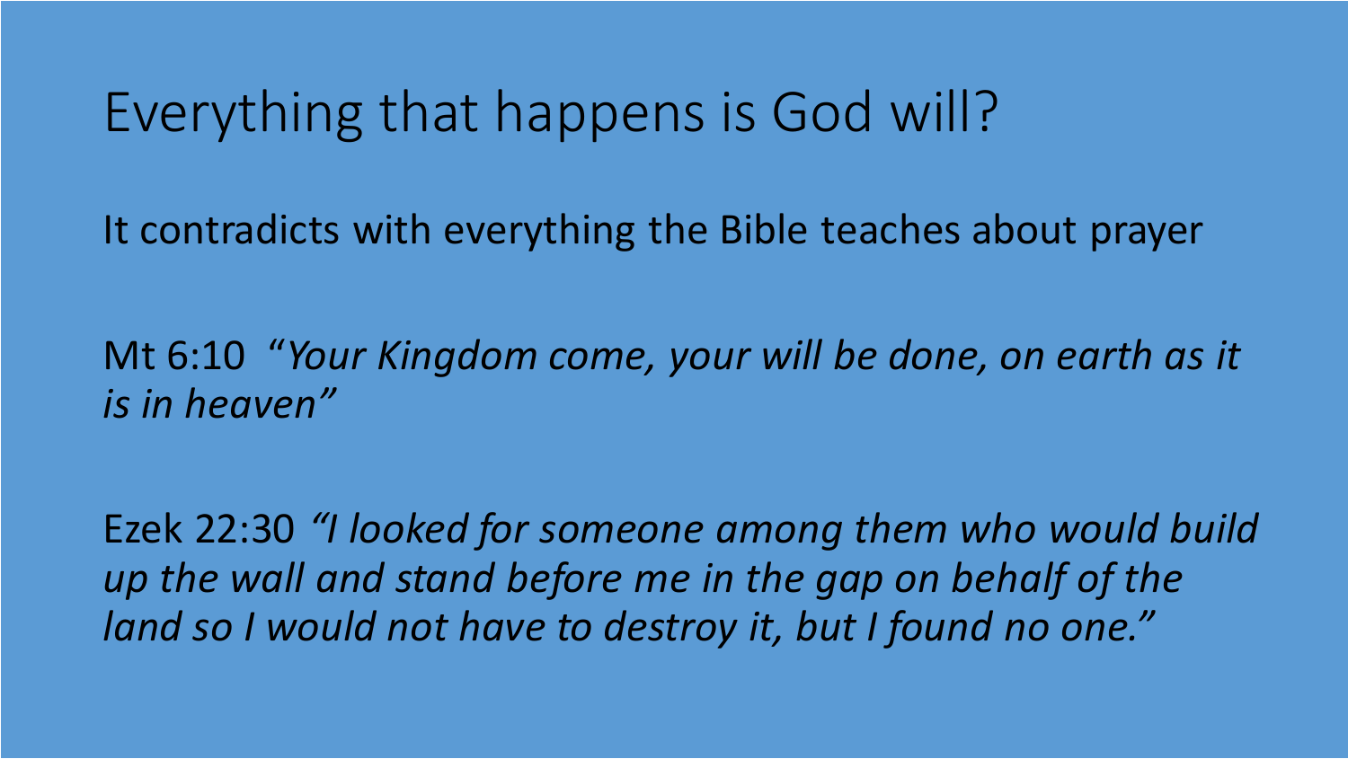# Everything that happens is God will?

It contradicts with everything the Bible teaches about prayer

Mt 6:10 "*Your Kingdom come, your will be done, on earth as it is in heaven"*

Ezek 22:30 *"I looked for someone among them who would build up the wall and stand before me in the gap on behalf of the land so I would not have to destroy it, but I found no one."*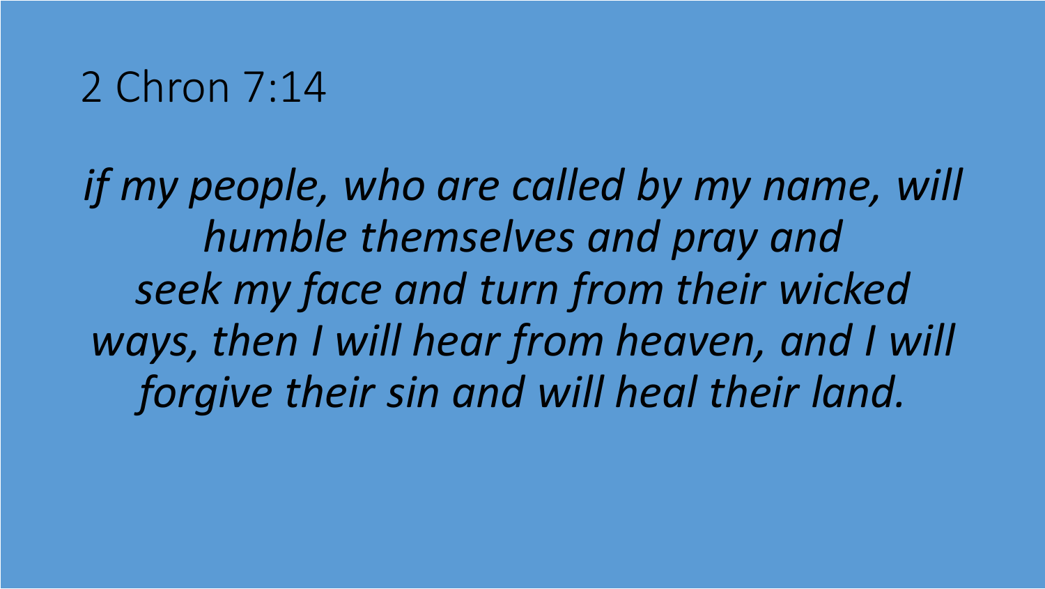# 2 Chron 7:14

*if my people, who are called by my name, will humble themselves and pray and seek my face and turn from their wicked ways, then I will hear from heaven, and I will forgive their sin and will heal their land.*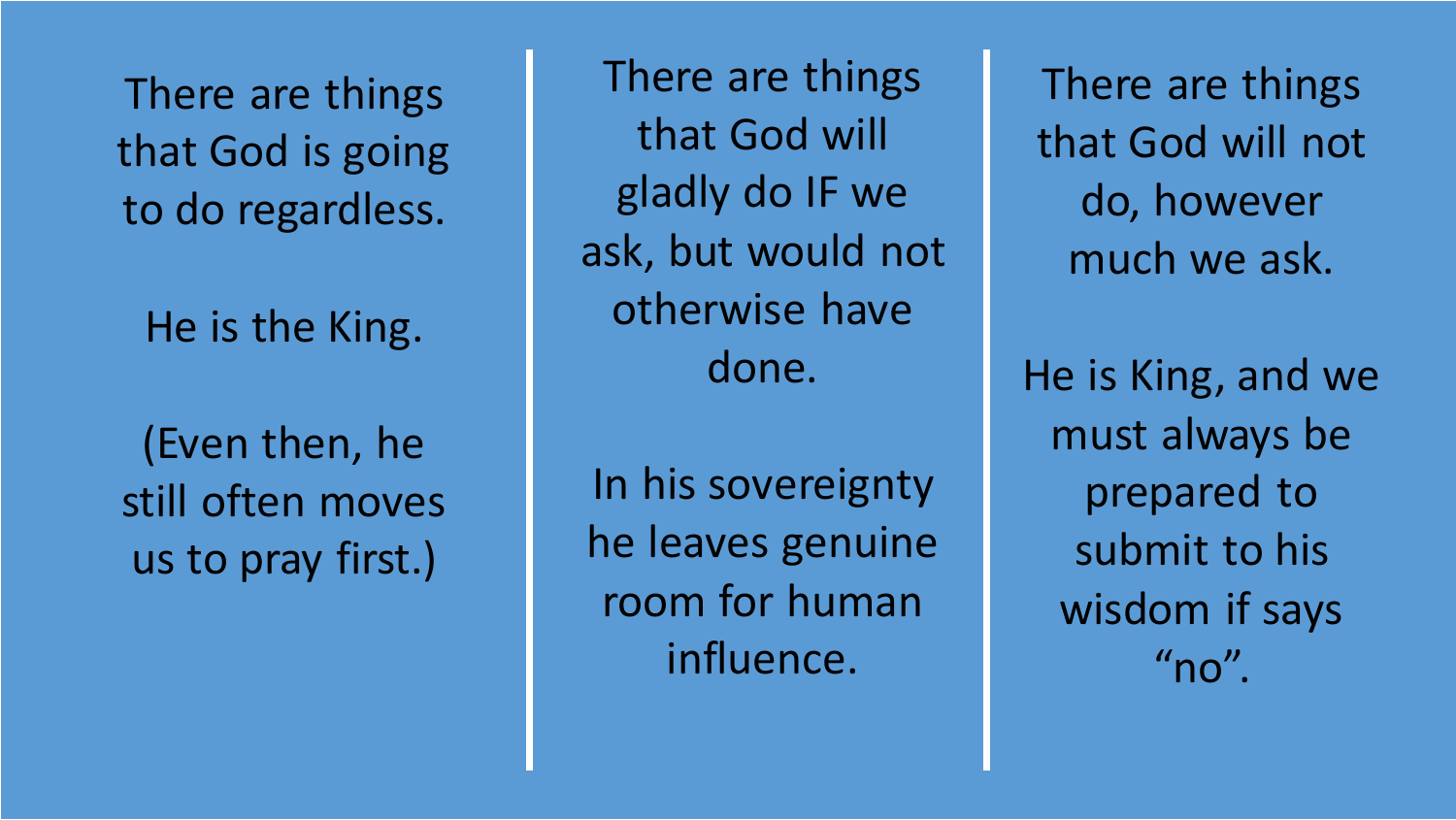There are things that God is going to do regardless.

He is the King.

(Even then, he still often moves us to pray first.)

There are things that God will gladly do IF we ask, but would not otherwise have done.

In his sovereignty he leaves genuine room for human influence.

There are things that God will not do, however much we ask.

He is King, and we must always be prepared to submit to his wisdom if says "no".